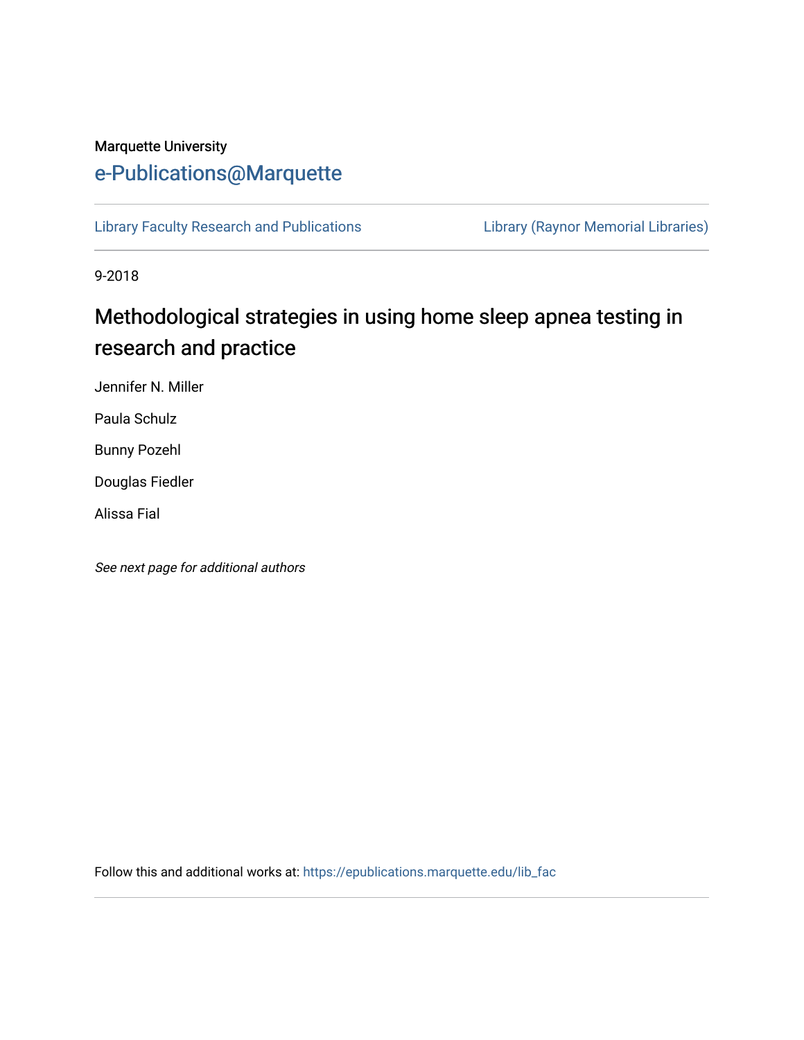Marquette University

# e-Publications@Marquette

Library Faculty Research and Publications | Library (Raynor Memorial Libraries)

9-2018

# Methodological strategies in using home sleep apnea testing in research and practice

Jennifer N. Miller

Paula Schulz

Bunny Pozehl

Douglas Fiedler

Alissa Fial

*See next page for additional authors*

Follow this and additional works at: https://epublications.marquette.edu/lib_fac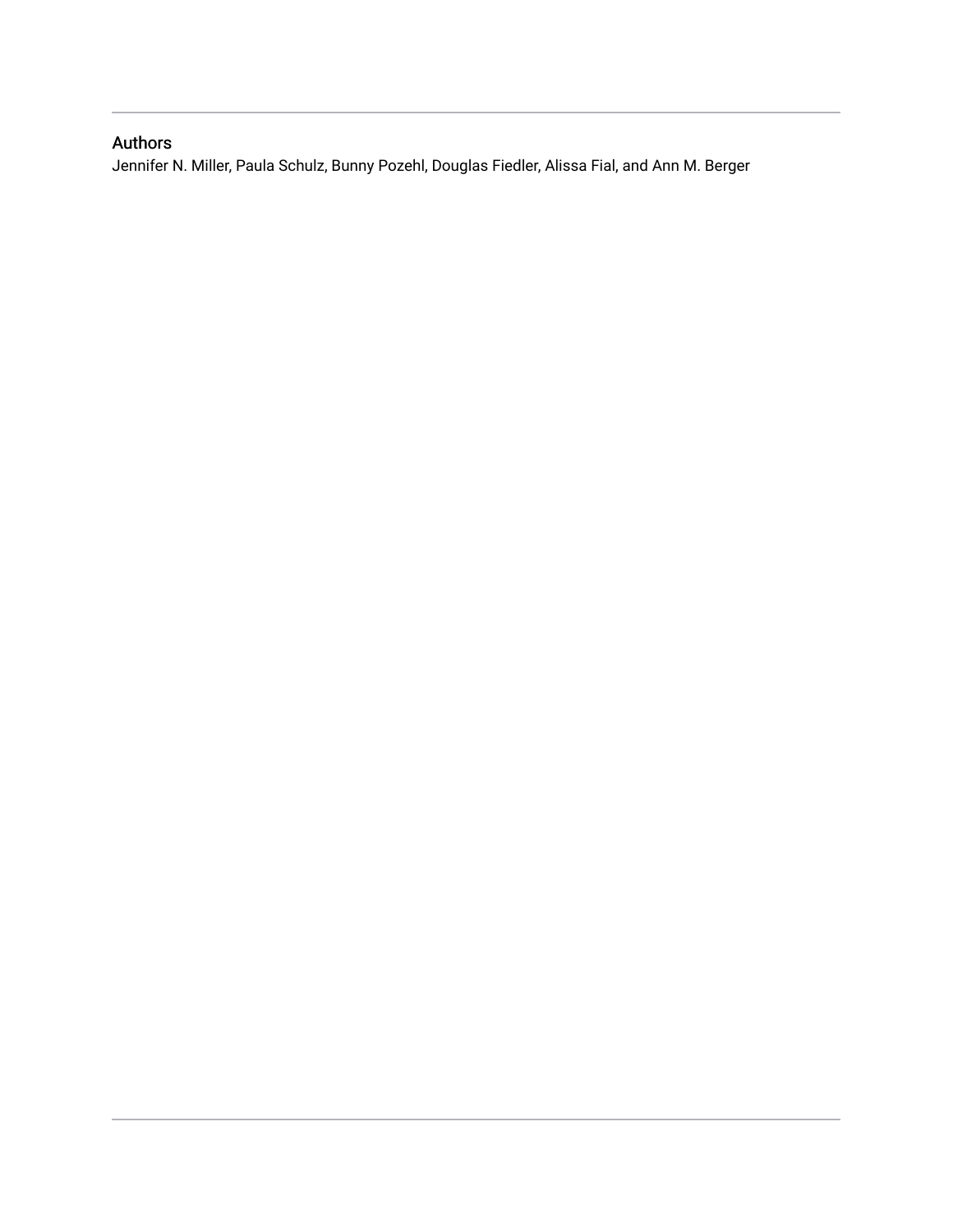## Authors

Jennifer N. Miller, Paula Schulz, Bunny Pozehl, Douglas Fiedler, Alissa Fial, and Ann M. Berger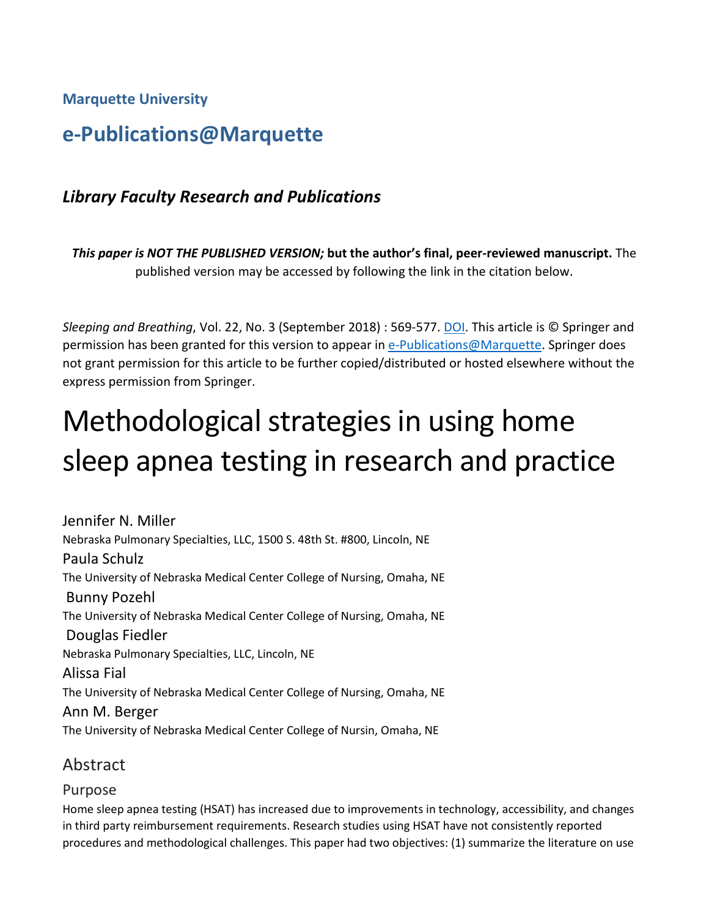**Marquette University**

## e-Publications@Marquette

### *Library Faculty Research and Publications*

***This paper is NOT THE PUBLISHED VERSION;* but the author's final, peer-reviewed manuscript.** The published version may be accessed by following the link in the citation below.

*Sleeping and Breathing*, Vol. 22, No. 3 (September 2018) : 569-577. DOI. This article is © Springer and permission has been granted for this version to appear in e-Publications@Marquette. Springer does not grant permission for this article to be further copied/distributed or hosted elsewhere without the express permission from Springer.

# Methodological strategies in using home sleep apnea testing in research and practice

Jennifer N. Miller
Nebraska Pulmonary Specialties, LLC, 1500 S. 48th St. #800, Lincoln, NE

Paula Schulz
The University of Nebraska Medical Center College of Nursing, Omaha, NE

Bunny Pozehl
The University of Nebraska Medical Center College of Nursing, Omaha, NE

Douglas Fiedler
Nebraska Pulmonary Specialties, LLC, Lincoln, NE

Alissa Fial
The University of Nebraska Medical Center College of Nursing, Omaha, NE

Ann M. Berger
The University of Nebraska Medical Center College of Nursin, Omaha, NE

## Abstract

### Purpose

Home sleep apnea testing (HSAT) has increased due to improvements in technology, accessibility, and changes in third party reimbursement requirements. Research studies using HSAT have not consistently reported procedures and methodological challenges. This paper had two objectives: (1) summarize the literature on use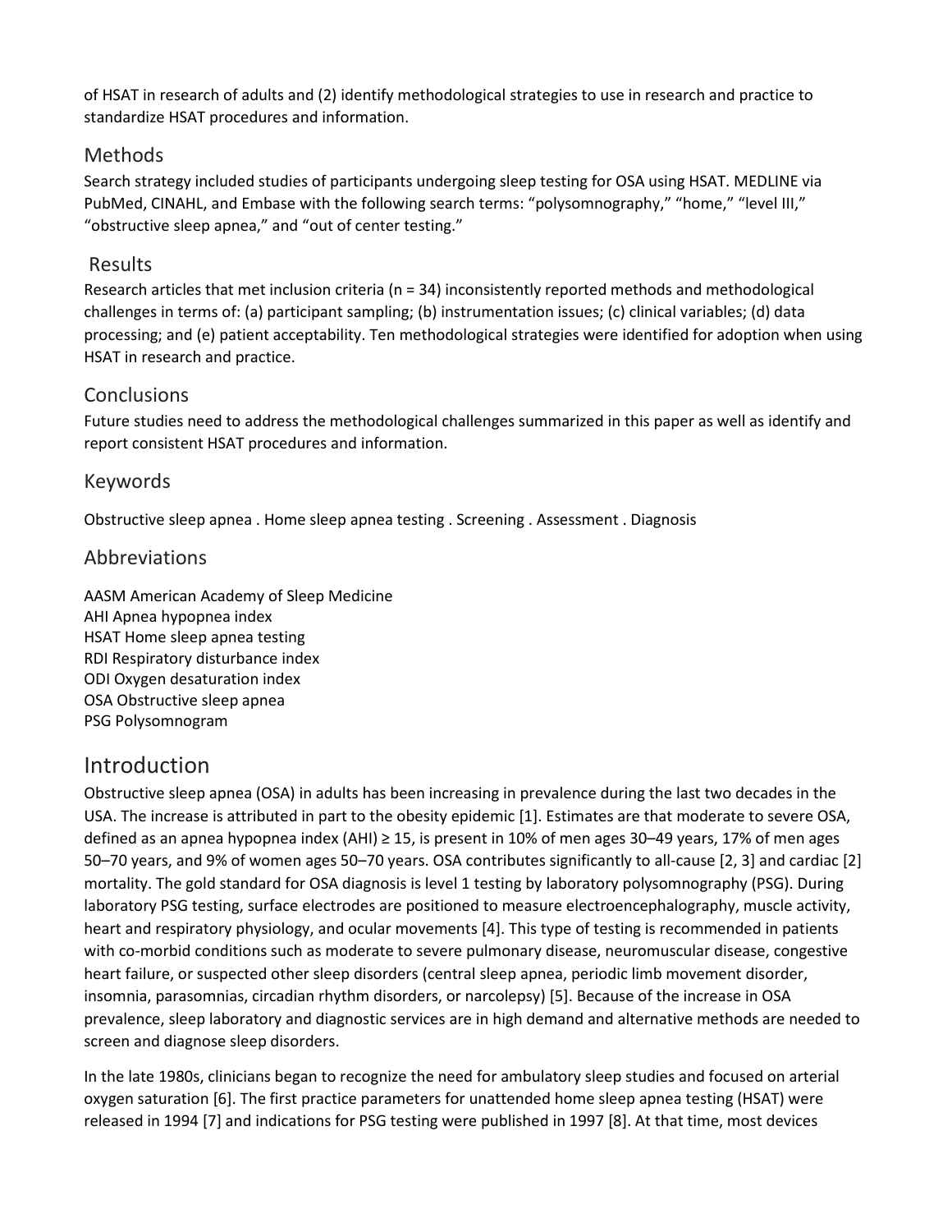of HSAT in research of adults and (2) identify methodological strategies to use in research and practice to standardize HSAT procedures and information.

## Methods

Search strategy included studies of participants undergoing sleep testing for OSA using HSAT. MEDLINE via PubMed, CINAHL, and Embase with the following search terms: "polysomnography," "home," "level III," "obstructive sleep apnea," and "out of center testing."

## Results

Research articles that met inclusion criteria (n = 34) inconsistently reported methods and methodological challenges in terms of: (a) participant sampling; (b) instrumentation issues; (c) clinical variables; (d) data processing; and (e) patient acceptability. Ten methodological strategies were identified for adoption when using HSAT in research and practice.

## Conclusions

Future studies need to address the methodological challenges summarized in this paper as well as identify and report consistent HSAT procedures and information.

## Keywords

Obstructive sleep apnea . Home sleep apnea testing . Screening . Assessment . Diagnosis

## Abbreviations

AASM American Academy of Sleep Medicine
AHI Apnea hypopnea index
HSAT Home sleep apnea testing
RDI Respiratory disturbance index
ODI Oxygen desaturation index
OSA Obstructive sleep apnea
PSG Polysomnogram

# Introduction

Obstructive sleep apnea (OSA) in adults has been increasing in prevalence during the last two decades in the USA. The increase is attributed in part to the obesity epidemic [1]. Estimates are that moderate to severe OSA, defined as an apnea hypopnea index (AHI) ≥ 15, is present in 10% of men ages 30–49 years, 17% of men ages 50–70 years, and 9% of women ages 50–70 years. OSA contributes significantly to all-cause [2, 3] and cardiac [2] mortality. The gold standard for OSA diagnosis is level 1 testing by laboratory polysomnography (PSG). During laboratory PSG testing, surface electrodes are positioned to measure electroencephalography, muscle activity, heart and respiratory physiology, and ocular movements [4]. This type of testing is recommended in patients with co-morbid conditions such as moderate to severe pulmonary disease, neuromuscular disease, congestive heart failure, or suspected other sleep disorders (central sleep apnea, periodic limb movement disorder, insomnia, parasomnias, circadian rhythm disorders, or narcolepsy) [5]. Because of the increase in OSA prevalence, sleep laboratory and diagnostic services are in high demand and alternative methods are needed to screen and diagnose sleep disorders.

In the late 1980s, clinicians began to recognize the need for ambulatory sleep studies and focused on arterial oxygen saturation [6]. The first practice parameters for unattended home sleep apnea testing (HSAT) were released in 1994 [7] and indications for PSG testing were published in 1997 [8]. At that time, most devices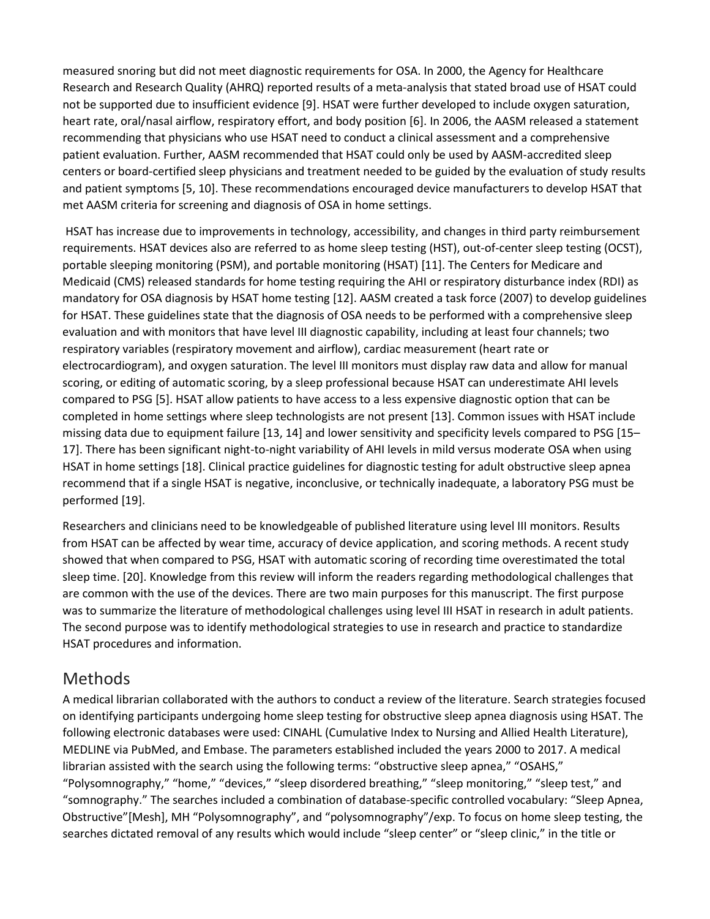measured snoring but did not meet diagnostic requirements for OSA. In 2000, the Agency for Healthcare Research and Research Quality (AHRQ) reported results of a meta-analysis that stated broad use of HSAT could not be supported due to insufficient evidence [9]. HSAT were further developed to include oxygen saturation, heart rate, oral/nasal airflow, respiratory effort, and body position [6]. In 2006, the AASM released a statement recommending that physicians who use HSAT need to conduct a clinical assessment and a comprehensive patient evaluation. Further, AASM recommended that HSAT could only be used by AASM-accredited sleep centers or board-certified sleep physicians and treatment needed to be guided by the evaluation of study results and patient symptoms [5, 10]. These recommendations encouraged device manufacturers to develop HSAT that met AASM criteria for screening and diagnosis of OSA in home settings.

HSAT has increase due to improvements in technology, accessibility, and changes in third party reimbursement requirements. HSAT devices also are referred to as home sleep testing (HST), out-of-center sleep testing (OCST), portable sleeping monitoring (PSM), and portable monitoring (HSAT) [11]. The Centers for Medicare and Medicaid (CMS) released standards for home testing requiring the AHI or respiratory disturbance index (RDI) as mandatory for OSA diagnosis by HSAT home testing [12]. AASM created a task force (2007) to develop guidelines for HSAT. These guidelines state that the diagnosis of OSA needs to be performed with a comprehensive sleep evaluation and with monitors that have level III diagnostic capability, including at least four channels; two respiratory variables (respiratory movement and airflow), cardiac measurement (heart rate or electrocardiogram), and oxygen saturation. The level III monitors must display raw data and allow for manual scoring, or editing of automatic scoring, by a sleep professional because HSAT can underestimate AHI levels compared to PSG [5]. HSAT allow patients to have access to a less expensive diagnostic option that can be completed in home settings where sleep technologists are not present [13]. Common issues with HSAT include missing data due to equipment failure [13, 14] and lower sensitivity and specificity levels compared to PSG [15–17]. There has been significant night-to-night variability of AHI levels in mild versus moderate OSA when using HSAT in home settings [18]. Clinical practice guidelines for diagnostic testing for adult obstructive sleep apnea recommend that if a single HSAT is negative, inconclusive, or technically inadequate, a laboratory PSG must be performed [19].

Researchers and clinicians need to be knowledgeable of published literature using level III monitors. Results from HSAT can be affected by wear time, accuracy of device application, and scoring methods. A recent study showed that when compared to PSG, HSAT with automatic scoring of recording time overestimated the total sleep time. [20]. Knowledge from this review will inform the readers regarding methodological challenges that are common with the use of the devices. There are two main purposes for this manuscript. The first purpose was to summarize the literature of methodological challenges using level III HSAT in research in adult patients. The second purpose was to identify methodological strategies to use in research and practice to standardize HSAT procedures and information.

## Methods

A medical librarian collaborated with the authors to conduct a review of the literature. Search strategies focused on identifying participants undergoing home sleep testing for obstructive sleep apnea diagnosis using HSAT. The following electronic databases were used: CINAHL (Cumulative Index to Nursing and Allied Health Literature), MEDLINE via PubMed, and Embase. The parameters established included the years 2000 to 2017. A medical librarian assisted with the search using the following terms: "obstructive sleep apnea," "OSAHS," "Polysomnography," "home," "devices," "sleep disordered breathing," "sleep monitoring," "sleep test," and "somnography." The searches included a combination of database-specific controlled vocabulary: "Sleep Apnea, Obstructive"[Mesh], MH "Polysomnography", and "polysomnography"/exp. To focus on home sleep testing, the searches dictated removal of any results which would include "sleep center" or "sleep clinic," in the title or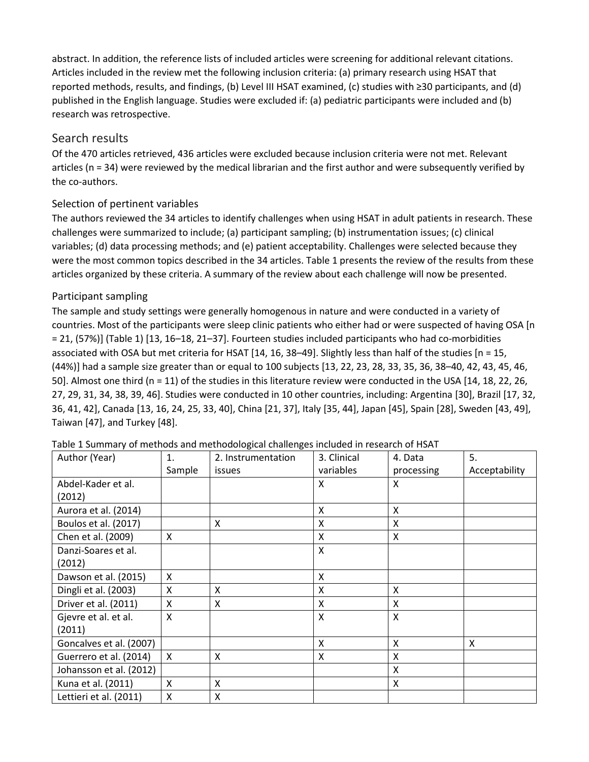abstract. In addition, the reference lists of included articles were screening for additional relevant citations. Articles included in the review met the following inclusion criteria: (a) primary research using HSAT that reported methods, results, and findings, (b) Level III HSAT examined, (c) studies with ≥30 participants, and (d) published in the English language. Studies were excluded if: (a) pediatric participants were included and (b) research was retrospective.

## Search results

Of the 470 articles retrieved, 436 articles were excluded because inclusion criteria were not met. Relevant articles (n = 34) were reviewed by the medical librarian and the first author and were subsequently verified by the co-authors.

### Selection of pertinent variables

The authors reviewed the 34 articles to identify challenges when using HSAT in adult patients in research. These challenges were summarized to include; (a) participant sampling; (b) instrumentation issues; (c) clinical variables; (d) data processing methods; and (e) patient acceptability. Challenges were selected because they were the most common topics described in the 34 articles. Table 1 presents the review of the results from these articles organized by these criteria. A summary of the review about each challenge will now be presented.

### Participant sampling

The sample and study settings were generally homogenous in nature and were conducted in a variety of countries. Most of the participants were sleep clinic patients who either had or were suspected of having OSA [n = 21, (57%)] (Table 1) [13, 16–18, 21–37]. Fourteen studies included participants who had co-morbidities associated with OSA but met criteria for HSAT [14, 16, 38–49]. Slightly less than half of the studies [n = 15, (44%)] had a sample size greater than or equal to 100 subjects [13, 22, 23, 28, 33, 35, 36, 38–40, 42, 43, 45, 46, 50]. Almost one third (n = 11) of the studies in this literature review were conducted in the USA [14, 18, 22, 26, 27, 29, 31, 34, 38, 39, 46]. Studies were conducted in 10 other countries, including: Argentina [30], Brazil [17, 32, 36, 41, 42], Canada [13, 16, 24, 25, 33, 40], China [21, 37], Italy [35, 44], Japan [45], Spain [28], Sweden [43, 49], Taiwan [47], and Turkey [48].

Table 1 Summary of methods and methodological challenges included in research of HSAT

| Author (Year) | 1. Sample | 2. Instrumentation issues | 3. Clinical variables | 4. Data processing | 5. Acceptability |
|---|---|---|---|---|---|
| Abdel-Kader et al. (2012) | | | X | X | |
| Aurora et al. (2014) | | | X | X | |
| Boulos et al. (2017) | | X | X | X | |
| Chen et al. (2009) | X | | X | X | |
| Danzi-Soares et al. (2012) | | | X | | |
| Dawson et al. (2015) | X | | X | | |
| Dingli et al. (2003) | X | X | X | X | |
| Driver et al. (2011) | X | X | X | X | |
| Gjevre et al. et al. (2011) | X | | X | X | |
| Goncalves et al. (2007) | | | X | X | X |
| Guerrero et al. (2014) | X | X | X | X | |
| Johansson et al. (2012) | | | | X | |
| Kuna et al. (2011) | X | X | | X | |
| Lettieri et al. (2011) | X | X | | | |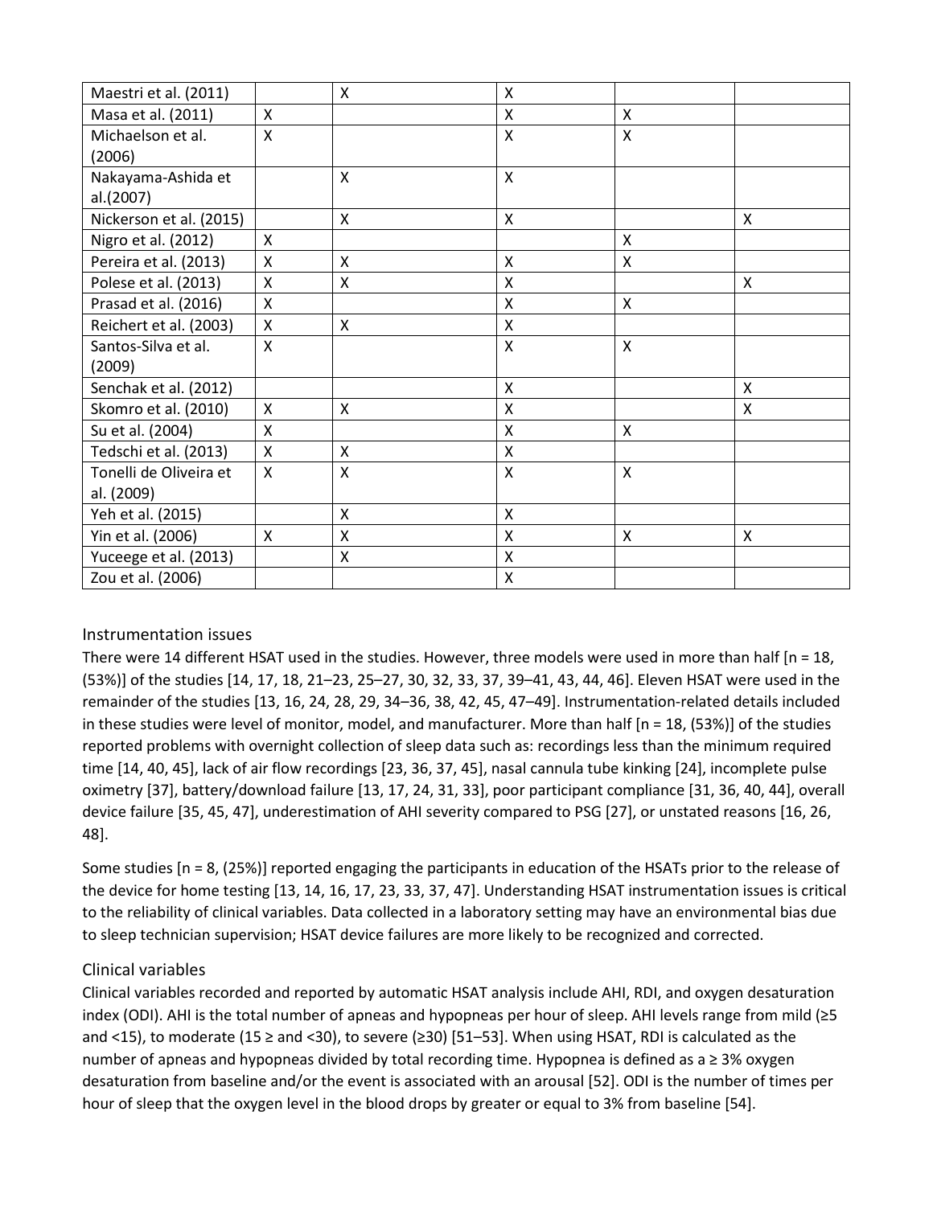| | | | | | |
|---|---|---|---|---|---|
| Maestri et al. (2011) | | X | X | | |
| Masa et al. (2011) | X | | X | X | |
| Michaelson et al. (2006) | X | | X | X | |
| Nakayama-Ashida et al.(2007) | | X | X | | |
| Nickerson et al. (2015) | | X | X | | X |
| Nigro et al. (2012) | X | | | X | |
| Pereira et al. (2013) | X | X | X | X | |
| Polese et al. (2013) | X | X | X | | X |
| Prasad et al. (2016) | X | | X | X | |
| Reichert et al. (2003) | X | X | X | | |
| Santos-Silva et al. (2009) | X | | X | X | |
| Senchak et al. (2012) | | | X | | X |
| Skomro et al. (2010) | X | X | X | | X |
| Su et al. (2004) | X | | X | X | |
| Tedschi et al. (2013) | X | X | X | | |
| Tonelli de Oliveira et al. (2009) | X | X | X | X | |
| Yeh et al. (2015) | | X | X | | |
| Yin et al. (2006) | X | X | X | X | X |
| Yuceege et al. (2013) | | X | X | | |
| Zou et al. (2006) | | | X | | |

### Instrumentation issues

There were 14 different HSAT used in the studies. However, three models were used in more than half [n = 18, (53%)] of the studies [14, 17, 18, 21–23, 25–27, 30, 32, 33, 37, 39–41, 43, 44, 46]. Eleven HSAT were used in the remainder of the studies [13, 16, 24, 28, 29, 34–36, 38, 42, 45, 47–49]. Instrumentation-related details included in these studies were level of monitor, model, and manufacturer. More than half [n = 18, (53%)] of the studies reported problems with overnight collection of sleep data such as: recordings less than the minimum required time [14, 40, 45], lack of air flow recordings [23, 36, 37, 45], nasal cannula tube kinking [24], incomplete pulse oximetry [37], battery/download failure [13, 17, 24, 31, 33], poor participant compliance [31, 36, 40, 44], overall device failure [35, 45, 47], underestimation of AHI severity compared to PSG [27], or unstated reasons [16, 26, 48].

Some studies [n = 8, (25%)] reported engaging the participants in education of the HSATs prior to the release of the device for home testing [13, 14, 16, 17, 23, 33, 37, 47]. Understanding HSAT instrumentation issues is critical to the reliability of clinical variables. Data collected in a laboratory setting may have an environmental bias due to sleep technician supervision; HSAT device failures are more likely to be recognized and corrected.

### Clinical variables

Clinical variables recorded and reported by automatic HSAT analysis include AHI, RDI, and oxygen desaturation index (ODI). AHI is the total number of apneas and hypopneas per hour of sleep. AHI levels range from mild (≥5 and <15), to moderate (15 ≥ and <30), to severe (≥30) [51–53]. When using HSAT, RDI is calculated as the number of apneas and hypopneas divided by total recording time. Hypopnea is defined as a ≥ 3% oxygen desaturation from baseline and/or the event is associated with an arousal [52]. ODI is the number of times per hour of sleep that the oxygen level in the blood drops by greater or equal to 3% from baseline [54].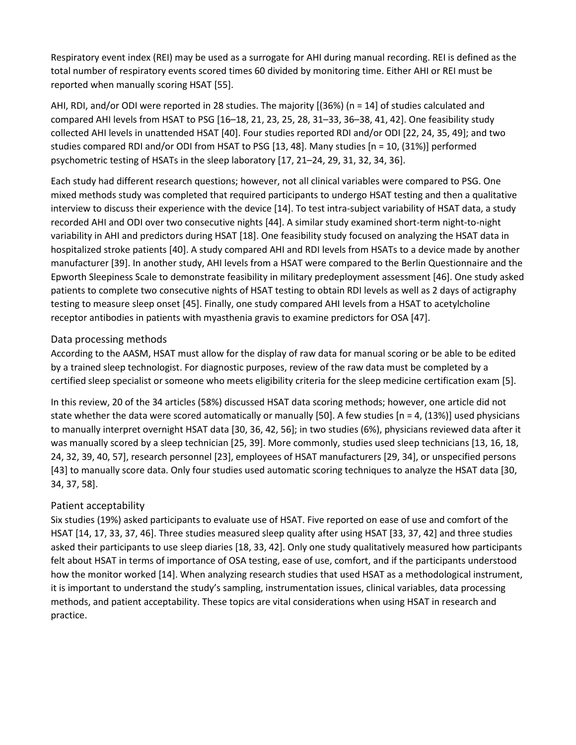Respiratory event index (REI) may be used as a surrogate for AHI during manual recording. REI is defined as the total number of respiratory events scored times 60 divided by monitoring time. Either AHI or REI must be reported when manually scoring HSAT [55].

AHI, RDI, and/or ODI were reported in 28 studies. The majority [(36%) (n = 14] of studies calculated and compared AHI levels from HSAT to PSG [16–18, 21, 23, 25, 28, 31–33, 36–38, 41, 42]. One feasibility study collected AHI levels in unattended HSAT [40]. Four studies reported RDI and/or ODI [22, 24, 35, 49]; and two studies compared RDI and/or ODI from HSAT to PSG [13, 48]. Many studies [n = 10, (31%)] performed psychometric testing of HSATs in the sleep laboratory [17, 21–24, 29, 31, 32, 34, 36].

Each study had different research questions; however, not all clinical variables were compared to PSG. One mixed methods study was completed that required participants to undergo HSAT testing and then a qualitative interview to discuss their experience with the device [14]. To test intra-subject variability of HSAT data, a study recorded AHI and ODI over two consecutive nights [44]. A similar study examined short-term night-to-night variability in AHI and predictors during HSAT [18]. One feasibility study focused on analyzing the HSAT data in hospitalized stroke patients [40]. A study compared AHI and RDI levels from HSATs to a device made by another manufacturer [39]. In another study, AHI levels from a HSAT were compared to the Berlin Questionnaire and the Epworth Sleepiness Scale to demonstrate feasibility in military predeployment assessment [46]. One study asked patients to complete two consecutive nights of HSAT testing to obtain RDI levels as well as 2 days of actigraphy testing to measure sleep onset [45]. Finally, one study compared AHI levels from a HSAT to acetylcholine receptor antibodies in patients with myasthenia gravis to examine predictors for OSA [47].

## Data processing methods

According to the AASM, HSAT must allow for the display of raw data for manual scoring or be able to be edited by a trained sleep technologist. For diagnostic purposes, review of the raw data must be completed by a certified sleep specialist or someone who meets eligibility criteria for the sleep medicine certification exam [5].

In this review, 20 of the 34 articles (58%) discussed HSAT data scoring methods; however, one article did not state whether the data were scored automatically or manually [50]. A few studies [n = 4, (13%)] used physicians to manually interpret overnight HSAT data [30, 36, 42, 56]; in two studies (6%), physicians reviewed data after it was manually scored by a sleep technician [25, 39]. More commonly, studies used sleep technicians [13, 16, 18, 24, 32, 39, 40, 57], research personnel [23], employees of HSAT manufacturers [29, 34], or unspecified persons [43] to manually score data. Only four studies used automatic scoring techniques to analyze the HSAT data [30, 34, 37, 58].

## Patient acceptability

Six studies (19%) asked participants to evaluate use of HSAT. Five reported on ease of use and comfort of the HSAT [14, 17, 33, 37, 46]. Three studies measured sleep quality after using HSAT [33, 37, 42] and three studies asked their participants to use sleep diaries [18, 33, 42]. Only one study qualitatively measured how participants felt about HSAT in terms of importance of OSA testing, ease of use, comfort, and if the participants understood how the monitor worked [14]. When analyzing research studies that used HSAT as a methodological instrument, it is important to understand the study's sampling, instrumentation issues, clinical variables, data processing methods, and patient acceptability. These topics are vital considerations when using HSAT in research and practice.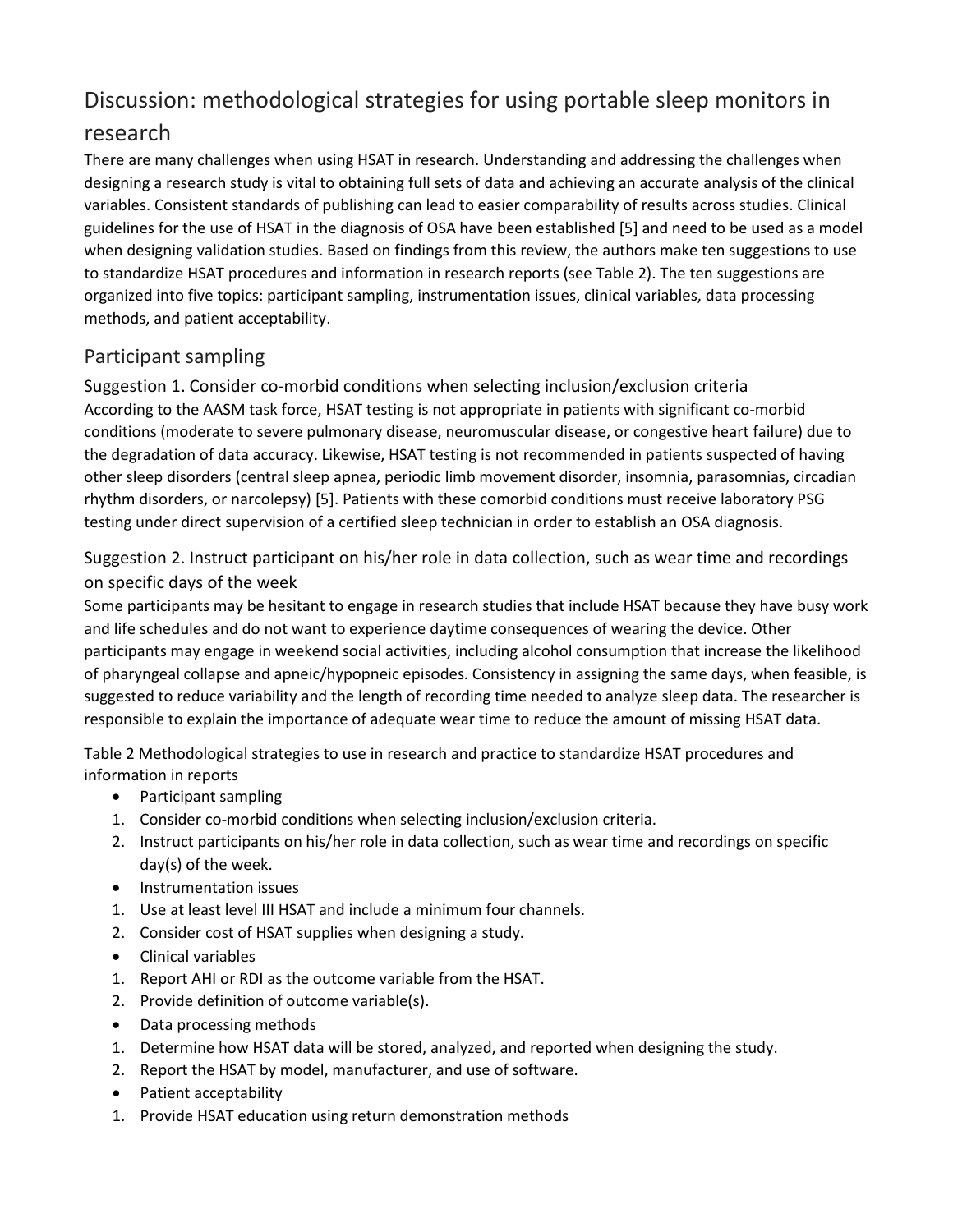## Discussion: methodological strategies for using portable sleep monitors in research

There are many challenges when using HSAT in research. Understanding and addressing the challenges when designing a research study is vital to obtaining full sets of data and achieving an accurate analysis of the clinical variables. Consistent standards of publishing can lead to easier comparability of results across studies. Clinical guidelines for the use of HSAT in the diagnosis of OSA have been established [5] and need to be used as a model when designing validation studies. Based on findings from this review, the authors make ten suggestions to use to standardize HSAT procedures and information in research reports (see Table 2). The ten suggestions are organized into five topics: participant sampling, instrumentation issues, clinical variables, data processing methods, and patient acceptability.

### Participant sampling

#### Suggestion 1. Consider co-morbid conditions when selecting inclusion/exclusion criteria

According to the AASM task force, HSAT testing is not appropriate in patients with significant co-morbid conditions (moderate to severe pulmonary disease, neuromuscular disease, or congestive heart failure) due to the degradation of data accuracy. Likewise, HSAT testing is not recommended in patients suspected of having other sleep disorders (central sleep apnea, periodic limb movement disorder, insomnia, parasomnias, circadian rhythm disorders, or narcolepsy) [5]. Patients with these comorbid conditions must receive laboratory PSG testing under direct supervision of a certified sleep technician in order to establish an OSA diagnosis.

#### Suggestion 2. Instruct participant on his/her role in data collection, such as wear time and recordings on specific days of the week

Some participants may be hesitant to engage in research studies that include HSAT because they have busy work and life schedules and do not want to experience daytime consequences of wearing the device. Other participants may engage in weekend social activities, including alcohol consumption that increase the likelihood of pharyngeal collapse and apneic/hypopneic episodes. Consistency in assigning the same days, when feasible, is suggested to reduce variability and the length of recording time needed to analyze sleep data. The researcher is responsible to explain the importance of adequate wear time to reduce the amount of missing HSAT data.

Table 2 Methodological strategies to use in research and practice to standardize HSAT procedures and information in reports

- Participant sampling
  1. Consider co-morbid conditions when selecting inclusion/exclusion criteria.
  2. Instruct participants on his/her role in data collection, such as wear time and recordings on specific day(s) of the week.
- Instrumentation issues
  1. Use at least level III HSAT and include a minimum four channels.
  2. Consider cost of HSAT supplies when designing a study.
- Clinical variables
  1. Report AHI or RDI as the outcome variable from the HSAT.
  2. Provide definition of outcome variable(s).
- Data processing methods
  1. Determine how HSAT data will be stored, analyzed, and reported when designing the study.
  2. Report the HSAT by model, manufacturer, and use of software.
- Patient acceptability
  1. Provide HSAT education using return demonstration methods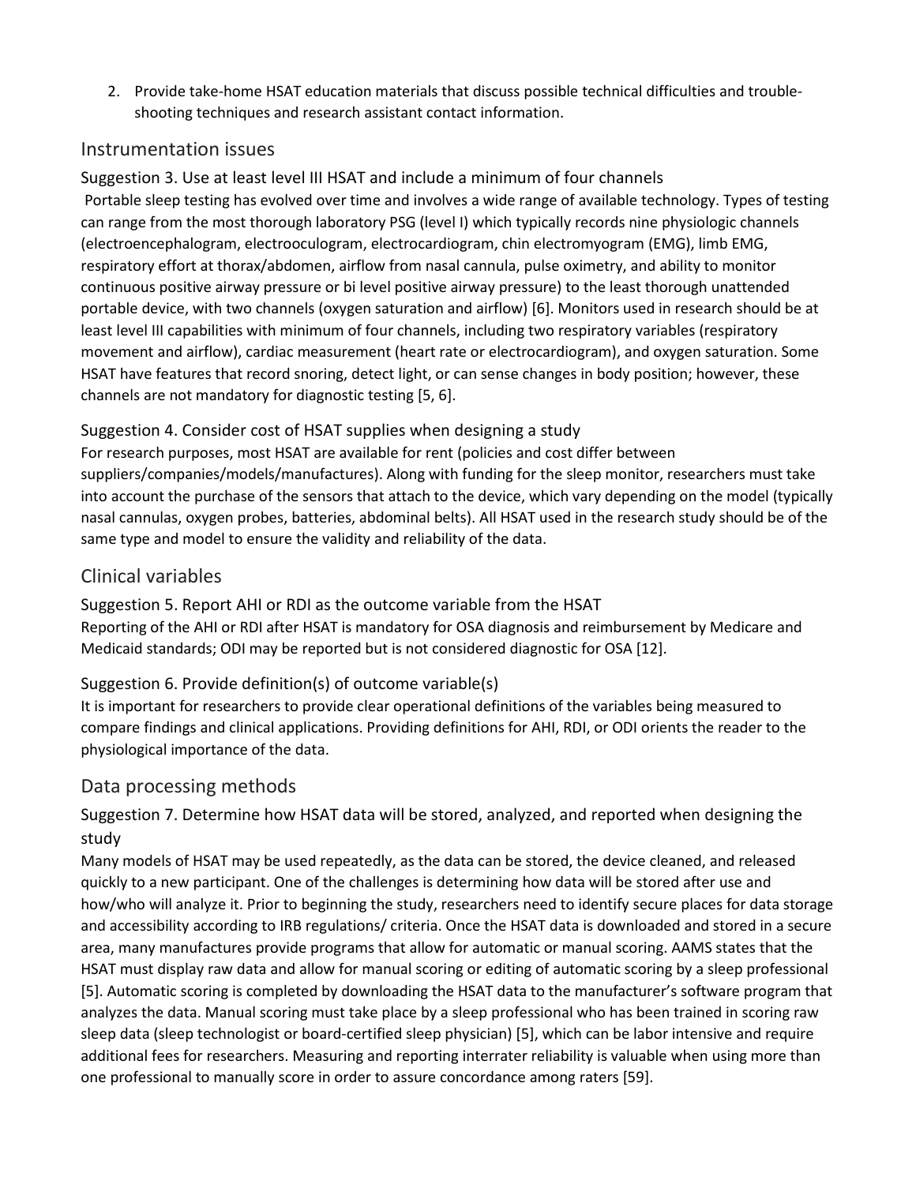2. Provide take-home HSAT education materials that discuss possible technical difficulties and trouble-shooting techniques and research assistant contact information.

## Instrumentation issues

### Suggestion 3. Use at least level III HSAT and include a minimum of four channels

Portable sleep testing has evolved over time and involves a wide range of available technology. Types of testing can range from the most thorough laboratory PSG (level I) which typically records nine physiologic channels (electroencephalogram, electrooculogram, electrocardiogram, chin electromyogram (EMG), limb EMG, respiratory effort at thorax/abdomen, airflow from nasal cannula, pulse oximetry, and ability to monitor continuous positive airway pressure or bi level positive airway pressure) to the least thorough unattended portable device, with two channels (oxygen saturation and airflow) [6]. Monitors used in research should be at least level III capabilities with minimum of four channels, including two respiratory variables (respiratory movement and airflow), cardiac measurement (heart rate or electrocardiogram), and oxygen saturation. Some HSAT have features that record snoring, detect light, or can sense changes in body position; however, these channels are not mandatory for diagnostic testing [5, 6].

### Suggestion 4. Consider cost of HSAT supplies when designing a study

For research purposes, most HSAT are available for rent (policies and cost differ between suppliers/companies/models/manufactures). Along with funding for the sleep monitor, researchers must take into account the purchase of the sensors that attach to the device, which vary depending on the model (typically nasal cannulas, oxygen probes, batteries, abdominal belts). All HSAT used in the research study should be of the same type and model to ensure the validity and reliability of the data.

## Clinical variables

### Suggestion 5. Report AHI or RDI as the outcome variable from the HSAT

Reporting of the AHI or RDI after HSAT is mandatory for OSA diagnosis and reimbursement by Medicare and Medicaid standards; ODI may be reported but is not considered diagnostic for OSA [12].

### Suggestion 6. Provide definition(s) of outcome variable(s)

It is important for researchers to provide clear operational definitions of the variables being measured to compare findings and clinical applications. Providing definitions for AHI, RDI, or ODI orients the reader to the physiological importance of the data.

## Data processing methods

### Suggestion 7. Determine how HSAT data will be stored, analyzed, and reported when designing the study

Many models of HSAT may be used repeatedly, as the data can be stored, the device cleaned, and released quickly to a new participant. One of the challenges is determining how data will be stored after use and how/who will analyze it. Prior to beginning the study, researchers need to identify secure places for data storage and accessibility according to IRB regulations/ criteria. Once the HSAT data is downloaded and stored in a secure area, many manufactures provide programs that allow for automatic or manual scoring. AAMS states that the HSAT must display raw data and allow for manual scoring or editing of automatic scoring by a sleep professional [5]. Automatic scoring is completed by downloading the HSAT data to the manufacturer's software program that analyzes the data. Manual scoring must take place by a sleep professional who has been trained in scoring raw sleep data (sleep technologist or board-certified sleep physician) [5], which can be labor intensive and require additional fees for researchers. Measuring and reporting interrater reliability is valuable when using more than one professional to manually score in order to assure concordance among raters [59].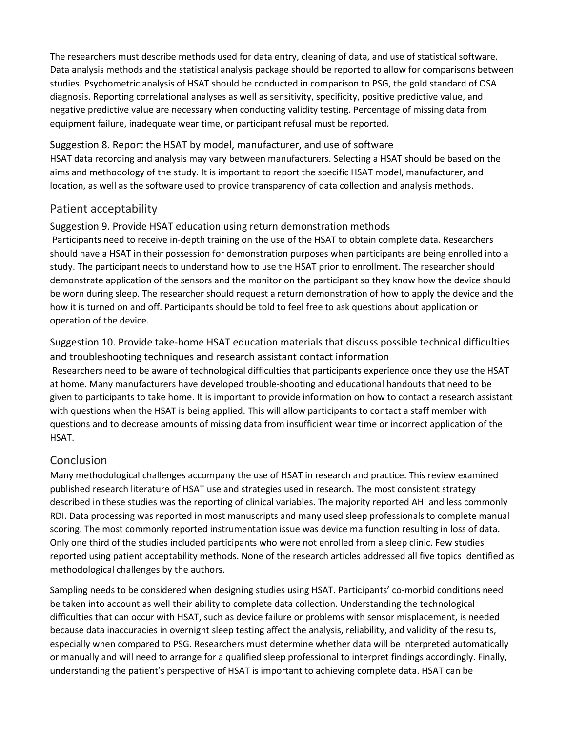The researchers must describe methods used for data entry, cleaning of data, and use of statistical software. Data analysis methods and the statistical analysis package should be reported to allow for comparisons between studies. Psychometric analysis of HSAT should be conducted in comparison to PSG, the gold standard of OSA diagnosis. Reporting correlational analyses as well as sensitivity, specificity, positive predictive value, and negative predictive value are necessary when conducting validity testing. Percentage of missing data from equipment failure, inadequate wear time, or participant refusal must be reported.

### Suggestion 8. Report the HSAT by model, manufacturer, and use of software

HSAT data recording and analysis may vary between manufacturers. Selecting a HSAT should be based on the aims and methodology of the study. It is important to report the specific HSAT model, manufacturer, and location, as well as the software used to provide transparency of data collection and analysis methods.

## Patient acceptability

### Suggestion 9. Provide HSAT education using return demonstration methods

Participants need to receive in-depth training on the use of the HSAT to obtain complete data. Researchers should have a HSAT in their possession for demonstration purposes when participants are being enrolled into a study. The participant needs to understand how to use the HSAT prior to enrollment. The researcher should demonstrate application of the sensors and the monitor on the participant so they know how the device should be worn during sleep. The researcher should request a return demonstration of how to apply the device and the how it is turned on and off. Participants should be told to feel free to ask questions about application or operation of the device.

### Suggestion 10. Provide take-home HSAT education materials that discuss possible technical difficulties and troubleshooting techniques and research assistant contact information

Researchers need to be aware of technological difficulties that participants experience once they use the HSAT at home. Many manufacturers have developed trouble-shooting and educational handouts that need to be given to participants to take home. It is important to provide information on how to contact a research assistant with questions when the HSAT is being applied. This will allow participants to contact a staff member with questions and to decrease amounts of missing data from insufficient wear time or incorrect application of the HSAT.

## Conclusion

Many methodological challenges accompany the use of HSAT in research and practice. This review examined published research literature of HSAT use and strategies used in research. The most consistent strategy described in these studies was the reporting of clinical variables. The majority reported AHI and less commonly RDI. Data processing was reported in most manuscripts and many used sleep professionals to complete manual scoring. The most commonly reported instrumentation issue was device malfunction resulting in loss of data. Only one third of the studies included participants who were not enrolled from a sleep clinic. Few studies reported using patient acceptability methods. None of the research articles addressed all five topics identified as methodological challenges by the authors.

Sampling needs to be considered when designing studies using HSAT. Participants' co-morbid conditions need be taken into account as well their ability to complete data collection. Understanding the technological difficulties that can occur with HSAT, such as device failure or problems with sensor misplacement, is needed because data inaccuracies in overnight sleep testing affect the analysis, reliability, and validity of the results, especially when compared to PSG. Researchers must determine whether data will be interpreted automatically or manually and will need to arrange for a qualified sleep professional to interpret findings accordingly. Finally, understanding the patient's perspective of HSAT is important to achieving complete data. HSAT can be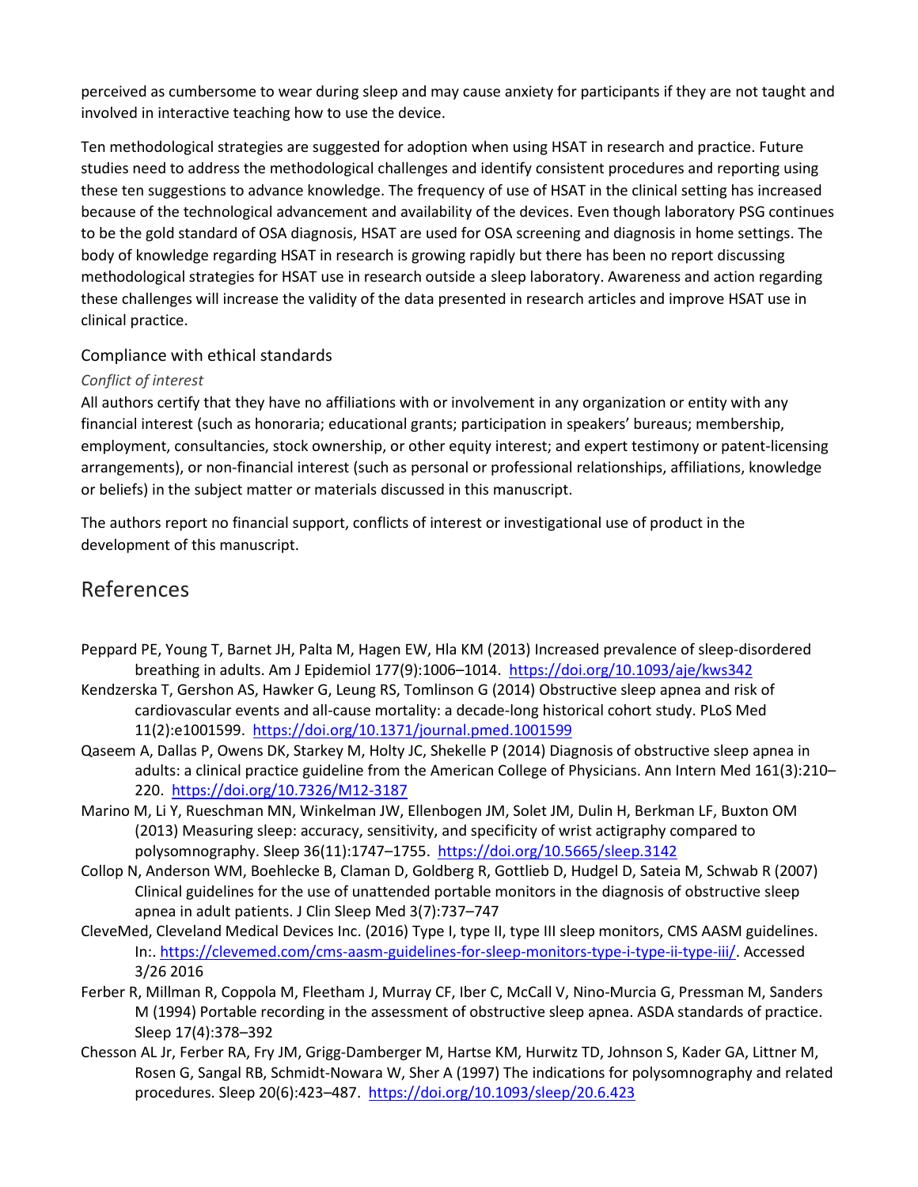perceived as cumbersome to wear during sleep and may cause anxiety for participants if they are not taught and involved in interactive teaching how to use the device.

Ten methodological strategies are suggested for adoption when using HSAT in research and practice. Future studies need to address the methodological challenges and identify consistent procedures and reporting using these ten suggestions to advance knowledge. The frequency of use of HSAT in the clinical setting has increased because of the technological advancement and availability of the devices. Even though laboratory PSG continues to be the gold standard of OSA diagnosis, HSAT are used for OSA screening and diagnosis in home settings. The body of knowledge regarding HSAT in research is growing rapidly but there has been no report discussing methodological strategies for HSAT use in research outside a sleep laboratory. Awareness and action regarding these challenges will increase the validity of the data presented in research articles and improve HSAT use in clinical practice.

### Compliance with ethical standards

#### *Conflict of interest*

All authors certify that they have no affiliations with or involvement in any organization or entity with any financial interest (such as honoraria; educational grants; participation in speakers' bureaus; membership, employment, consultancies, stock ownership, or other equity interest; and expert testimony or patent-licensing arrangements), or non-financial interest (such as personal or professional relationships, affiliations, knowledge or beliefs) in the subject matter or materials discussed in this manuscript.

The authors report no financial support, conflicts of interest or investigational use of product in the development of this manuscript.

## References

Peppard PE, Young T, Barnet JH, Palta M, Hagen EW, Hla KM (2013) Increased prevalence of sleep-disordered breathing in adults. Am J Epidemiol 177(9):1006–1014. https://doi.org/10.1093/aje/kws342

Kendzerska T, Gershon AS, Hawker G, Leung RS, Tomlinson G (2014) Obstructive sleep apnea and risk of cardiovascular events and all-cause mortality: a decade-long historical cohort study. PLoS Med 11(2):e1001599. https://doi.org/10.1371/journal.pmed.1001599

Qaseem A, Dallas P, Owens DK, Starkey M, Holty JC, Shekelle P (2014) Diagnosis of obstructive sleep apnea in adults: a clinical practice guideline from the American College of Physicians. Ann Intern Med 161(3):210–220. https://doi.org/10.7326/M12-3187

Marino M, Li Y, Rueschman MN, Winkelman JW, Ellenbogen JM, Solet JM, Dulin H, Berkman LF, Buxton OM (2013) Measuring sleep: accuracy, sensitivity, and specificity of wrist actigraphy compared to polysomnography. Sleep 36(11):1747–1755. https://doi.org/10.5665/sleep.3142

Collop N, Anderson WM, Boehlecke B, Claman D, Goldberg R, Gottlieb D, Hudgel D, Sateia M, Schwab R (2007) Clinical guidelines for the use of unattended portable monitors in the diagnosis of obstructive sleep apnea in adult patients. J Clin Sleep Med 3(7):737–747

CleveMed, Cleveland Medical Devices Inc. (2016) Type I, type II, type III sleep monitors, CMS AASM guidelines. In:. https://clevemed.com/cms-aasm-guidelines-for-sleep-monitors-type-i-type-ii-type-iii/. Accessed 3/26 2016

Ferber R, Millman R, Coppola M, Fleetham J, Murray CF, Iber C, McCall V, Nino-Murcia G, Pressman M, Sanders M (1994) Portable recording in the assessment of obstructive sleep apnea. ASDA standards of practice. Sleep 17(4):378–392

Chesson AL Jr, Ferber RA, Fry JM, Grigg-Damberger M, Hartse KM, Hurwitz TD, Johnson S, Kader GA, Littner M, Rosen G, Sangal RB, Schmidt-Nowara W, Sher A (1997) The indications for polysomnography and related procedures. Sleep 20(6):423–487. https://doi.org/10.1093/sleep/20.6.423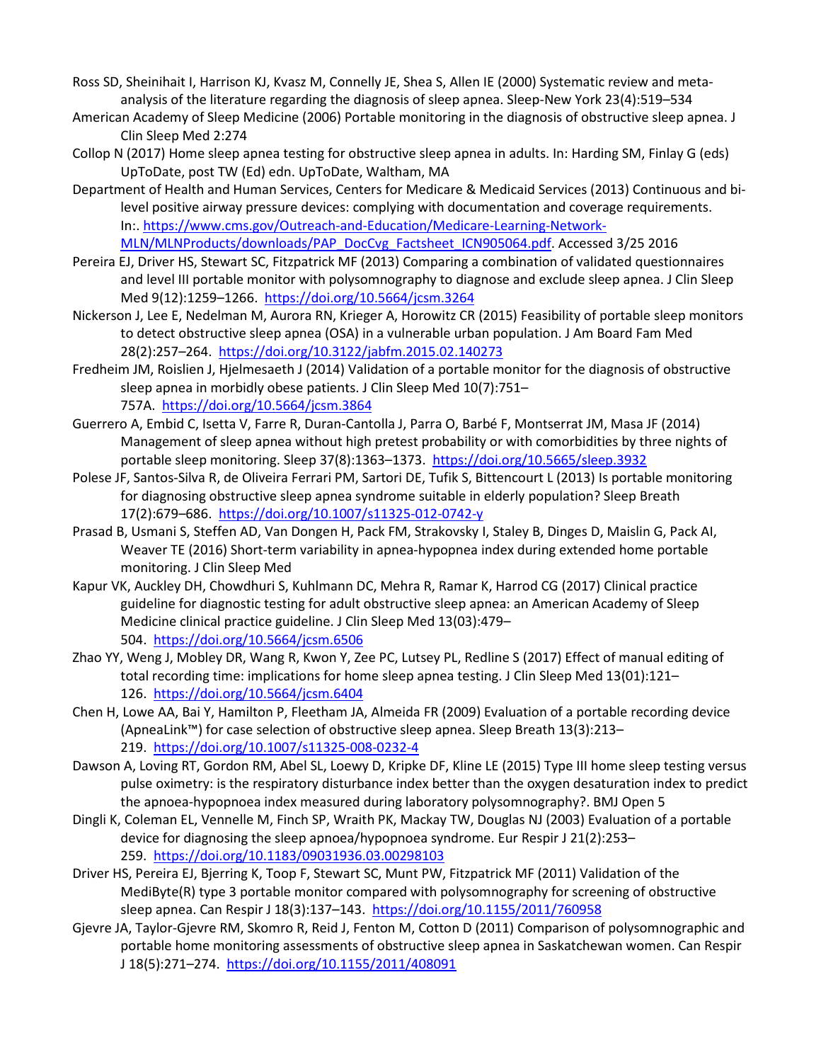Ross SD, Sheinihait I, Harrison KJ, Kvasz M, Connelly JE, Shea S, Allen IE (2000) Systematic review and meta-analysis of the literature regarding the diagnosis of sleep apnea. Sleep-New York 23(4):519–534

American Academy of Sleep Medicine (2006) Portable monitoring in the diagnosis of obstructive sleep apnea. J Clin Sleep Med 2:274

Collop N (2017) Home sleep apnea testing for obstructive sleep apnea in adults. In: Harding SM, Finlay G (eds) UpToDate, post TW (Ed) edn. UpToDate, Waltham, MA

Department of Health and Human Services, Centers for Medicare & Medicaid Services (2013) Continuous and bi-level positive airway pressure devices: complying with documentation and coverage requirements. In:. https://www.cms.gov/Outreach-and-Education/Medicare-Learning-Network-MLN/MLNProducts/downloads/PAP_DocCvg_Factsheet_ICN905064.pdf. Accessed 3/25 2016

Pereira EJ, Driver HS, Stewart SC, Fitzpatrick MF (2013) Comparing a combination of validated questionnaires and level III portable monitor with polysomnography to diagnose and exclude sleep apnea. J Clin Sleep Med 9(12):1259–1266. https://doi.org/10.5664/jcsm.3264

Nickerson J, Lee E, Nedelman M, Aurora RN, Krieger A, Horowitz CR (2015) Feasibility of portable sleep monitors to detect obstructive sleep apnea (OSA) in a vulnerable urban population. J Am Board Fam Med 28(2):257–264. https://doi.org/10.3122/jabfm.2015.02.140273

Fredheim JM, Roislien J, Hjelmesaeth J (2014) Validation of a portable monitor for the diagnosis of obstructive sleep apnea in morbidly obese patients. J Clin Sleep Med 10(7):751–757A. https://doi.org/10.5664/jcsm.3864

Guerrero A, Embid C, Isetta V, Farre R, Duran-Cantolla J, Parra O, Barbé F, Montserrat JM, Masa JF (2014) Management of sleep apnea without high pretest probability or with comorbidities by three nights of portable sleep monitoring. Sleep 37(8):1363–1373. https://doi.org/10.5665/sleep.3932

Polese JF, Santos-Silva R, de Oliveira Ferrari PM, Sartori DE, Tufik S, Bittencourt L (2013) Is portable monitoring for diagnosing obstructive sleep apnea syndrome suitable in elderly population? Sleep Breath 17(2):679–686. https://doi.org/10.1007/s11325-012-0742-y

Prasad B, Usmani S, Steffen AD, Van Dongen H, Pack FM, Strakovsky I, Staley B, Dinges D, Maislin G, Pack AI, Weaver TE (2016) Short-term variability in apnea-hypopnea index during extended home portable monitoring. J Clin Sleep Med

Kapur VK, Auckley DH, Chowdhuri S, Kuhlmann DC, Mehra R, Ramar K, Harrod CG (2017) Clinical practice guideline for diagnostic testing for adult obstructive sleep apnea: an American Academy of Sleep Medicine clinical practice guideline. J Clin Sleep Med 13(03):479–504. https://doi.org/10.5664/jcsm.6506

Zhao YY, Weng J, Mobley DR, Wang R, Kwon Y, Zee PC, Lutsey PL, Redline S (2017) Effect of manual editing of total recording time: implications for home sleep apnea testing. J Clin Sleep Med 13(01):121–126. https://doi.org/10.5664/jcsm.6404

Chen H, Lowe AA, Bai Y, Hamilton P, Fleetham JA, Almeida FR (2009) Evaluation of a portable recording device (ApneaLink™) for case selection of obstructive sleep apnea. Sleep Breath 13(3):213–219. https://doi.org/10.1007/s11325-008-0232-4

Dawson A, Loving RT, Gordon RM, Abel SL, Loewy D, Kripke DF, Kline LE (2015) Type III home sleep testing versus pulse oximetry: is the respiratory disturbance index better than the oxygen desaturation index to predict the apnoea-hypopnoea index measured during laboratory polysomnography?. BMJ Open 5

Dingli K, Coleman EL, Vennelle M, Finch SP, Wraith PK, Mackay TW, Douglas NJ (2003) Evaluation of a portable device for diagnosing the sleep apnoea/hypopnoea syndrome. Eur Respir J 21(2):253–259. https://doi.org/10.1183/09031936.03.00298103

Driver HS, Pereira EJ, Bjerring K, Toop F, Stewart SC, Munt PW, Fitzpatrick MF (2011) Validation of the MediByte(R) type 3 portable monitor compared with polysomnography for screening of obstructive sleep apnea. Can Respir J 18(3):137–143. https://doi.org/10.1155/2011/760958

Gjevre JA, Taylor-Gjevre RM, Skomro R, Reid J, Fenton M, Cotton D (2011) Comparison of polysomnographic and portable home monitoring assessments of obstructive sleep apnea in Saskatchewan women. Can Respir J 18(5):271–274. https://doi.org/10.1155/2011/408091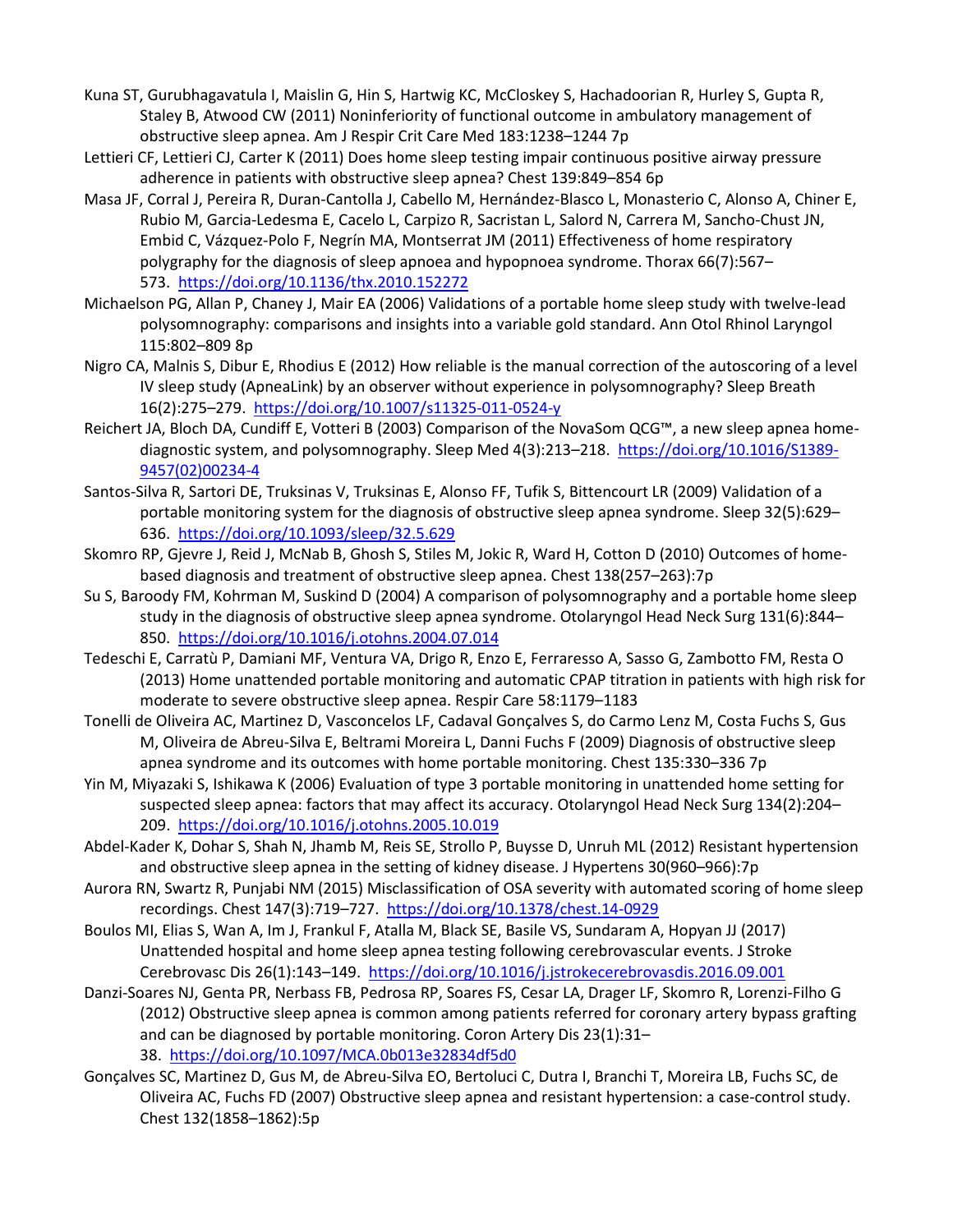Kuna ST, Gurubhagavatula I, Maislin G, Hin S, Hartwig KC, McCloskey S, Hachadoorian R, Hurley S, Gupta R, Staley B, Atwood CW (2011) Noninferiority of functional outcome in ambulatory management of obstructive sleep apnea. Am J Respir Crit Care Med 183:1238–1244 7p

Lettieri CF, Lettieri CJ, Carter K (2011) Does home sleep testing impair continuous positive airway pressure adherence in patients with obstructive sleep apnea? Chest 139:849–854 6p

Masa JF, Corral J, Pereira R, Duran-Cantolla J, Cabello M, Hernández-Blasco L, Monasterio C, Alonso A, Chiner E, Rubio M, Garcia-Ledesma E, Cacelo L, Carpizo R, Sacristan L, Salord N, Carrera M, Sancho-Chust JN, Embid C, Vázquez-Polo F, Negrín MA, Montserrat JM (2011) Effectiveness of home respiratory polygraphy for the diagnosis of sleep apnoea and hypopnoea syndrome. Thorax 66(7):567–573. https://doi.org/10.1136/thx.2010.152272

Michaelson PG, Allan P, Chaney J, Mair EA (2006) Validations of a portable home sleep study with twelve-lead polysomnography: comparisons and insights into a variable gold standard. Ann Otol Rhinol Laryngol 115:802–809 8p

Nigro CA, Malnis S, Dibur E, Rhodius E (2012) How reliable is the manual correction of the autoscoring of a level IV sleep study (ApneaLink) by an observer without experience in polysomnography? Sleep Breath 16(2):275–279. https://doi.org/10.1007/s11325-011-0524-y

Reichert JA, Bloch DA, Cundiff E, Votteri B (2003) Comparison of the NovaSom QCG™, a new sleep apnea home-diagnostic system, and polysomnography. Sleep Med 4(3):213–218. https://doi.org/10.1016/S1389-9457(02)00234-4

Santos-Silva R, Sartori DE, Truksinas V, Truksinas E, Alonso FF, Tufik S, Bittencourt LR (2009) Validation of a portable monitoring system for the diagnosis of obstructive sleep apnea syndrome. Sleep 32(5):629–636. https://doi.org/10.1093/sleep/32.5.629

Skomro RP, Gjevre J, Reid J, McNab B, Ghosh S, Stiles M, Jokic R, Ward H, Cotton D (2010) Outcomes of home-based diagnosis and treatment of obstructive sleep apnea. Chest 138(257–263):7p

Su S, Baroody FM, Kohrman M, Suskind D (2004) A comparison of polysomnography and a portable home sleep study in the diagnosis of obstructive sleep apnea syndrome. Otolaryngol Head Neck Surg 131(6):844–850. https://doi.org/10.1016/j.otohns.2004.07.014

Tedeschi E, Carratù P, Damiani MF, Ventura VA, Drigo R, Enzo E, Ferraresso A, Sasso G, Zambotto FM, Resta O (2013) Home unattended portable monitoring and automatic CPAP titration in patients with high risk for moderate to severe obstructive sleep apnea. Respir Care 58:1179–1183

Tonelli de Oliveira AC, Martinez D, Vasconcelos LF, Cadaval Gonçalves S, do Carmo Lenz M, Costa Fuchs S, Gus M, Oliveira de Abreu-Silva E, Beltrami Moreira L, Danni Fuchs F (2009) Diagnosis of obstructive sleep apnea syndrome and its outcomes with home portable monitoring. Chest 135:330–336 7p

Yin M, Miyazaki S, Ishikawa K (2006) Evaluation of type 3 portable monitoring in unattended home setting for suspected sleep apnea: factors that may affect its accuracy. Otolaryngol Head Neck Surg 134(2):204–209. https://doi.org/10.1016/j.otohns.2005.10.019

Abdel-Kader K, Dohar S, Shah N, Jhamb M, Reis SE, Strollo P, Buysse D, Unruh ML (2012) Resistant hypertension and obstructive sleep apnea in the setting of kidney disease. J Hypertens 30(960–966):7p

Aurora RN, Swartz R, Punjabi NM (2015) Misclassification of OSA severity with automated scoring of home sleep recordings. Chest 147(3):719–727. https://doi.org/10.1378/chest.14-0929

Boulos MI, Elias S, Wan A, Im J, Frankul F, Atalla M, Black SE, Basile VS, Sundaram A, Hopyan JJ (2017) Unattended hospital and home sleep apnea testing following cerebrovascular events. J Stroke Cerebrovasc Dis 26(1):143–149. https://doi.org/10.1016/j.jstrokecerebrovasdis.2016.09.001

Danzi-Soares NJ, Genta PR, Nerbass FB, Pedrosa RP, Soares FS, Cesar LA, Drager LF, Skomro R, Lorenzi-Filho G (2012) Obstructive sleep apnea is common among patients referred for coronary artery bypass grafting and can be diagnosed by portable monitoring. Coron Artery Dis 23(1):31–38. https://doi.org/10.1097/MCA.0b013e32834df5d0

Gonçalves SC, Martinez D, Gus M, de Abreu-Silva EO, Bertoluci C, Dutra I, Branchi T, Moreira LB, Fuchs SC, de Oliveira AC, Fuchs FD (2007) Obstructive sleep apnea and resistant hypertension: a case-control study. Chest 132(1858–1862):5p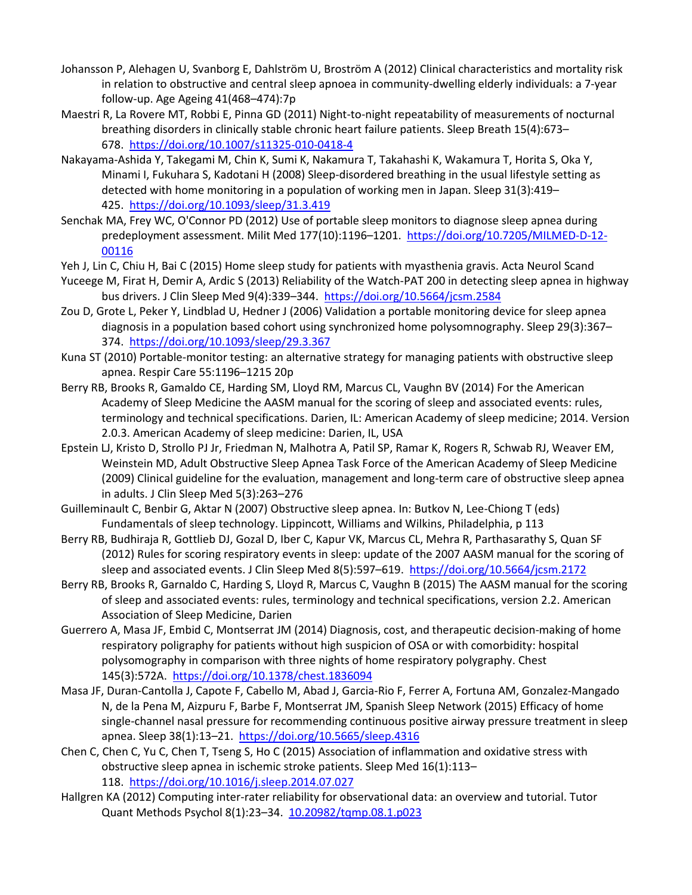Johansson P, Alehagen U, Svanborg E, Dahlström U, Broström A (2012) Clinical characteristics and mortality risk in relation to obstructive and central sleep apnoea in community-dwelling elderly individuals: a 7-year follow-up. Age Ageing 41(468–474):7p

Maestri R, La Rovere MT, Robbi E, Pinna GD (2011) Night-to-night repeatability of measurements of nocturnal breathing disorders in clinically stable chronic heart failure patients. Sleep Breath 15(4):673–678. https://doi.org/10.1007/s11325-010-0418-4

Nakayama-Ashida Y, Takegami M, Chin K, Sumi K, Nakamura T, Takahashi K, Wakamura T, Horita S, Oka Y, Minami I, Fukuhara S, Kadotani H (2008) Sleep-disordered breathing in the usual lifestyle setting as detected with home monitoring in a population of working men in Japan. Sleep 31(3):419–425. https://doi.org/10.1093/sleep/31.3.419

Senchak MA, Frey WC, O'Connor PD (2012) Use of portable sleep monitors to diagnose sleep apnea during predeployment assessment. Milit Med 177(10):1196–1201. https://doi.org/10.7205/MILMED-D-12-00116

Yeh J, Lin C, Chiu H, Bai C (2015) Home sleep study for patients with myasthenia gravis. Acta Neurol Scand

Yuceege M, Firat H, Demir A, Ardic S (2013) Reliability of the Watch-PAT 200 in detecting sleep apnea in highway bus drivers. J Clin Sleep Med 9(4):339–344. https://doi.org/10.5664/jcsm.2584

Zou D, Grote L, Peker Y, Lindblad U, Hedner J (2006) Validation a portable monitoring device for sleep apnea diagnosis in a population based cohort using synchronized home polysomnography. Sleep 29(3):367–374. https://doi.org/10.1093/sleep/29.3.367

Kuna ST (2010) Portable-monitor testing: an alternative strategy for managing patients with obstructive sleep apnea. Respir Care 55:1196–1215 20p

Berry RB, Brooks R, Gamaldo CE, Harding SM, Lloyd RM, Marcus CL, Vaughn BV (2014) For the American Academy of Sleep Medicine the AASM manual for the scoring of sleep and associated events: rules, terminology and technical specifications. Darien, IL: American Academy of sleep medicine; 2014. Version 2.0.3. American Academy of sleep medicine: Darien, IL, USA

Epstein LJ, Kristo D, Strollo PJ Jr, Friedman N, Malhotra A, Patil SP, Ramar K, Rogers R, Schwab RJ, Weaver EM, Weinstein MD, Adult Obstructive Sleep Apnea Task Force of the American Academy of Sleep Medicine (2009) Clinical guideline for the evaluation, management and long-term care of obstructive sleep apnea in adults. J Clin Sleep Med 5(3):263–276

Guilleminault C, Benbir G, Aktar N (2007) Obstructive sleep apnea. In: Butkov N, Lee-Chiong T (eds) Fundamentals of sleep technology. Lippincott, Williams and Wilkins, Philadelphia, p 113

Berry RB, Budhiraja R, Gottlieb DJ, Gozal D, Iber C, Kapur VK, Marcus CL, Mehra R, Parthasarathy S, Quan SF (2012) Rules for scoring respiratory events in sleep: update of the 2007 AASM manual for the scoring of sleep and associated events. J Clin Sleep Med 8(5):597–619. https://doi.org/10.5664/jcsm.2172

Berry RB, Brooks R, Garnaldo C, Harding S, Lloyd R, Marcus C, Vaughn B (2015) The AASM manual for the scoring of sleep and associated events: rules, terminology and technical specifications, version 2.2. American Association of Sleep Medicine, Darien

Guerrero A, Masa JF, Embid C, Montserrat JM (2014) Diagnosis, cost, and therapeutic decision-making of home respiratory poligraphy for patients without high suspicion of OSA or with comorbidity: hospital polysomography in comparison with three nights of home respiratory polygraphy. Chest 145(3):572A. https://doi.org/10.1378/chest.1836094

Masa JF, Duran-Cantolla J, Capote F, Cabello M, Abad J, Garcia-Rio F, Ferrer A, Fortuna AM, Gonzalez-Mangado N, de la Pena M, Aizpuru F, Barbe F, Montserrat JM, Spanish Sleep Network (2015) Efficacy of home single-channel nasal pressure for recommending continuous positive airway pressure treatment in sleep apnea. Sleep 38(1):13–21. https://doi.org/10.5665/sleep.4316

Chen C, Chen C, Yu C, Chen T, Tseng S, Ho C (2015) Association of inflammation and oxidative stress with obstructive sleep apnea in ischemic stroke patients. Sleep Med 16(1):113–118. https://doi.org/10.1016/j.sleep.2014.07.027

Hallgren KA (2012) Computing inter-rater reliability for observational data: an overview and tutorial. Tutor Quant Methods Psychol 8(1):23–34. 10.20982/tqmp.08.1.p023